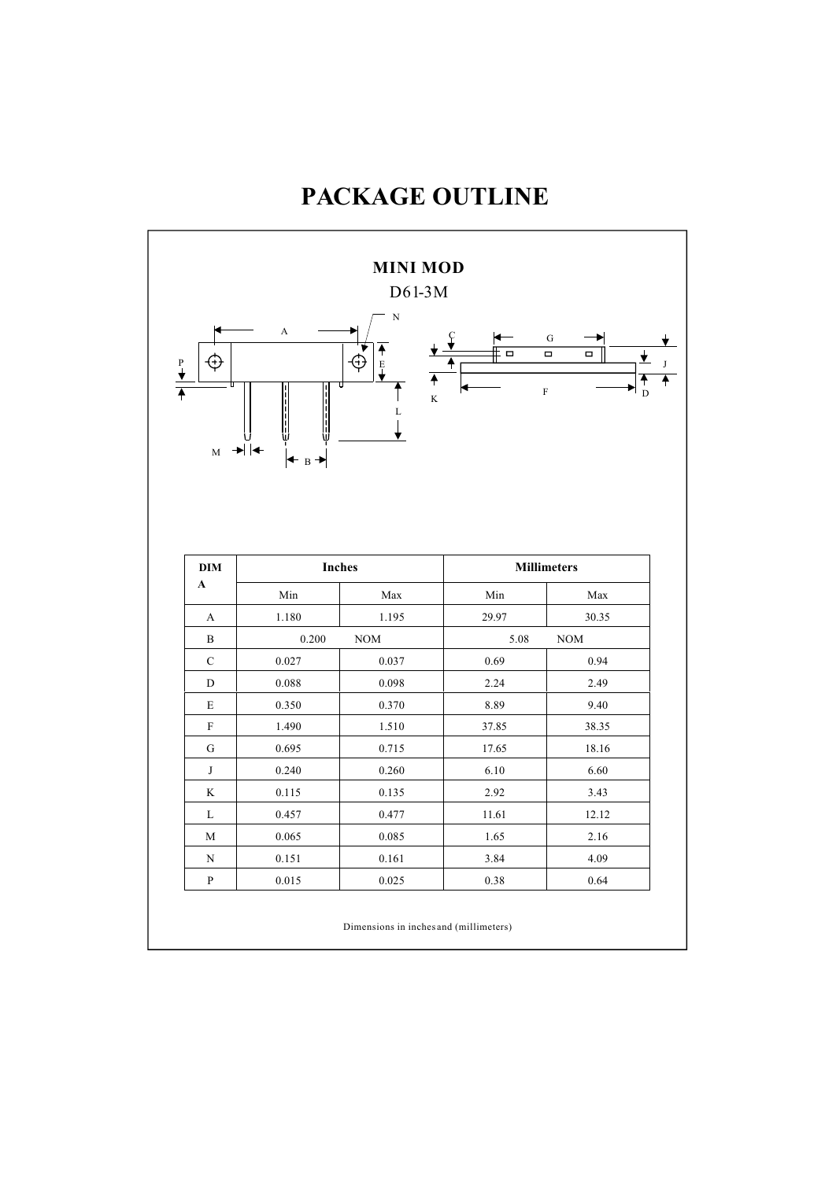# PACKAGE OUTLINE

## MINI MOD

D61-3M

| DIM A | Inches | | Millimeters | |
|---|---|---|---|---|
| | Min | Max | Min | Max |
| A | 1.180 | 1.195 | 29.97 | 30.35 |
| B | 0.200 | NOM | 5.08 | NOM |
| C | 0.027 | 0.037 | 0.69 | 0.94 |
| D | 0.088 | 0.098 | 2.24 | 2.49 |
| E | 0.350 | 0.370 | 8.89 | 9.40 |
| F | 1.490 | 1.510 | 37.85 | 38.35 |
| G | 0.695 | 0.715 | 17.65 | 18.16 |
| J | 0.240 | 0.260 | 6.10 | 6.60 |
| K | 0.115 | 0.135 | 2.92 | 3.43 |
| L | 0.457 | 0.477 | 11.61 | 12.12 |
| M | 0.065 | 0.085 | 1.65 | 2.16 |
| N | 0.151 | 0.161 | 3.84 | 4.09 |
| P | 0.015 | 0.025 | 0.38 | 0.64 |

Dimensions in inches and (millimeters)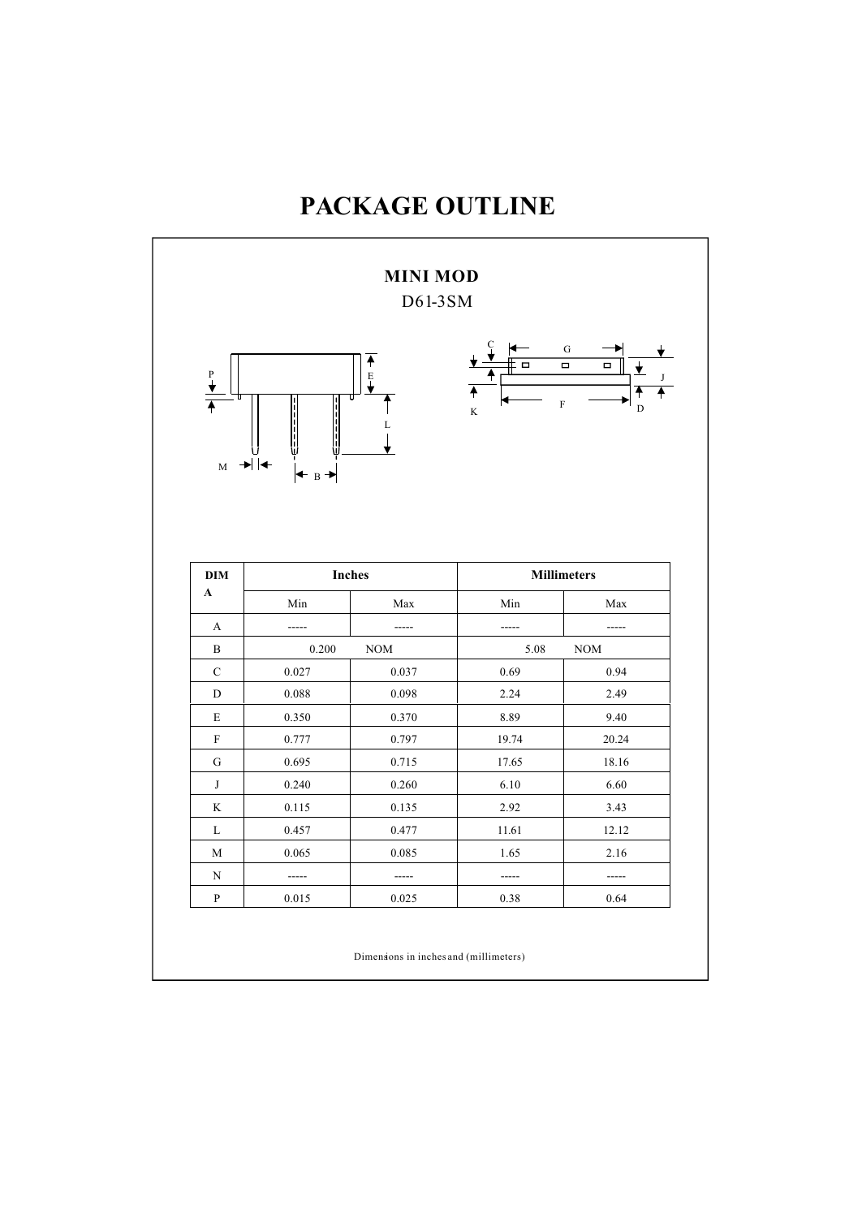# PACKAGE OUTLINE

## MINI MOD

D61-3SM

| DIM A | Inches | | Millimeters | |
|---|---|---|---|---|
| | Min | Max | Min | Max |
| A | ----- | ----- | ----- | ----- |
| B | 0.200 | NOM | 5.08 | NOM |
| C | 0.027 | 0.037 | 0.69 | 0.94 |
| D | 0.088 | 0.098 | 2.24 | 2.49 |
| E | 0.350 | 0.370 | 8.89 | 9.40 |
| F | 0.777 | 0.797 | 19.74 | 20.24 |
| G | 0.695 | 0.715 | 17.65 | 18.16 |
| J | 0.240 | 0.260 | 6.10 | 6.60 |
| K | 0.115 | 0.135 | 2.92 | 3.43 |
| L | 0.457 | 0.477 | 11.61 | 12.12 |
| M | 0.065 | 0.085 | 1.65 | 2.16 |
| N | ----- | ----- | ----- | ----- |
| P | 0.015 | 0.025 | 0.38 | 0.64 |

Dimensions in inches and (millimeters)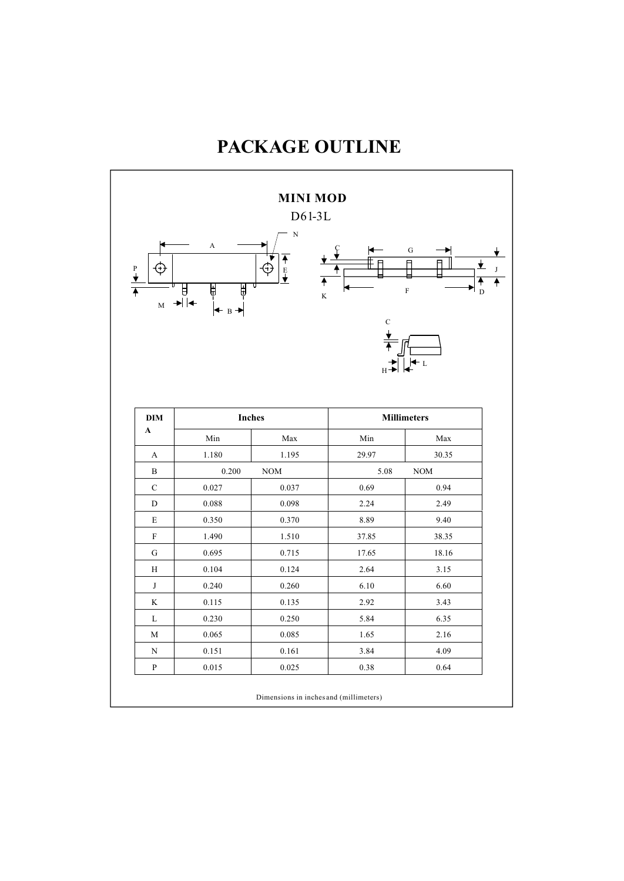# PACKAGE OUTLINE

## MINI MOD

D61-3L

| DIM A | Inches | | Millimeters | |
|---|---|---|---|---|
| | Min | Max | Min | Max |
| A | 1.180 | 1.195 | 29.97 | 30.35 |
| B | 0.200 | NOM | 5.08 | NOM |
| C | 0.027 | 0.037 | 0.69 | 0.94 |
| D | 0.088 | 0.098 | 2.24 | 2.49 |
| E | 0.350 | 0.370 | 8.89 | 9.40 |
| F | 1.490 | 1.510 | 37.85 | 38.35 |
| G | 0.695 | 0.715 | 17.65 | 18.16 |
| H | 0.104 | 0.124 | 2.64 | 3.15 |
| J | 0.240 | 0.260 | 6.10 | 6.60 |
| K | 0.115 | 0.135 | 2.92 | 3.43 |
| L | 0.230 | 0.250 | 5.84 | 6.35 |
| M | 0.065 | 0.085 | 1.65 | 2.16 |
| N | 0.151 | 0.161 | 3.84 | 4.09 |
| P | 0.015 | 0.025 | 0.38 | 0.64 |

Dimensions in inches and (millimeters)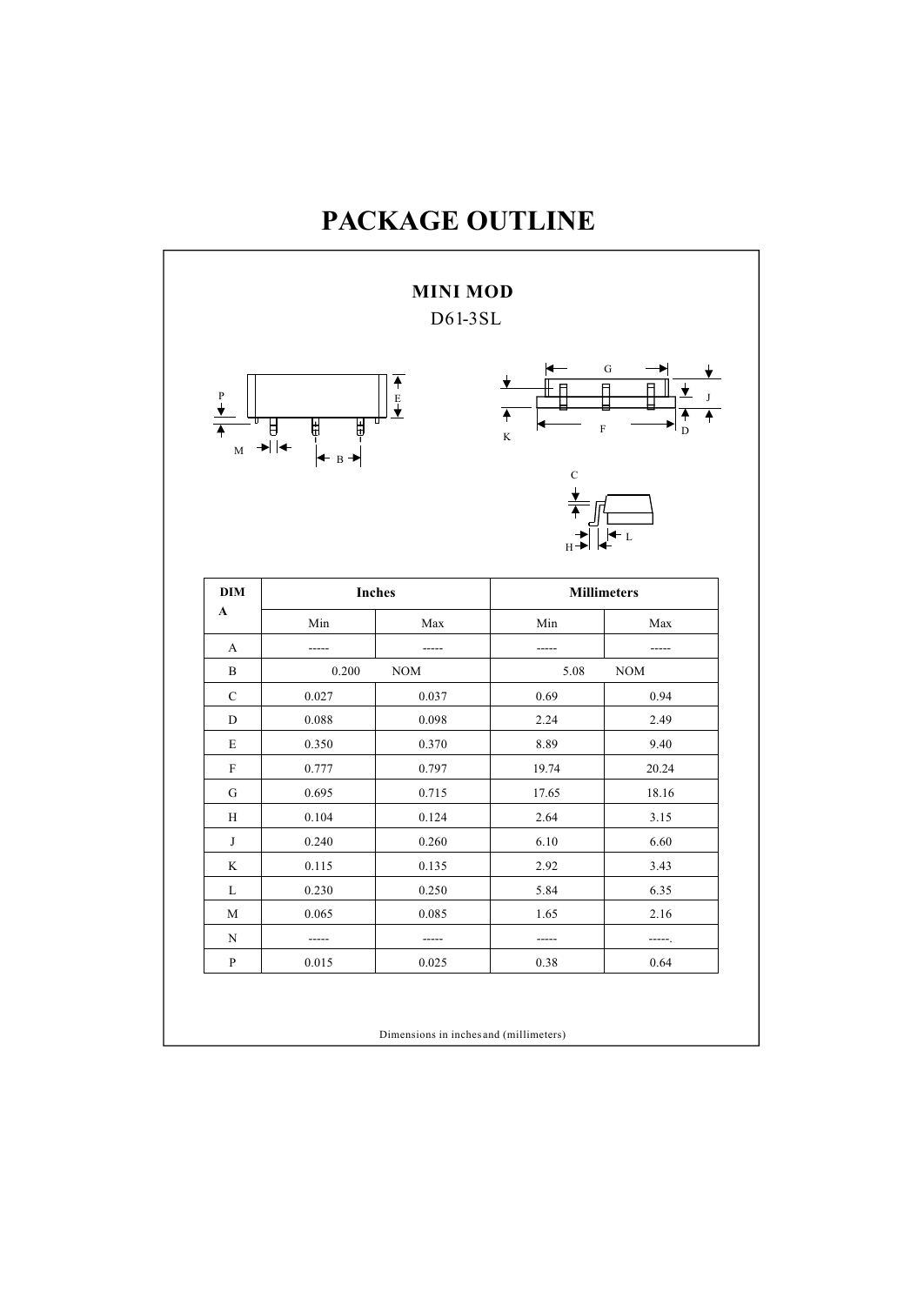# PACKAGE OUTLINE

## MINI MOD

D61-3SL

| DIM A | Inches | | Millimeters | |
|---|---|---|---|---|
| | Min | Max | Min | Max |
| A | ----- | ----- | ----- | ----- |
| B | 0.200 | NOM | 5.08 | NOM |
| C | 0.027 | 0.037 | 0.69 | 0.94 |
| D | 0.088 | 0.098 | 2.24 | 2.49 |
| E | 0.350 | 0.370 | 8.89 | 9.40 |
| F | 0.777 | 0.797 | 19.74 | 20.24 |
| G | 0.695 | 0.715 | 17.65 | 18.16 |
| H | 0.104 | 0.124 | 2.64 | 3.15 |
| J | 0.240 | 0.260 | 6.10 | 6.60 |
| K | 0.115 | 0.135 | 2.92 | 3.43 |
| L | 0.230 | 0.250 | 5.84 | 6.35 |
| M | 0.065 | 0.085 | 1.65 | 2.16 |
| N | ----- | ----- | ----- | -----. |
| P | 0.015 | 0.025 | 0.38 | 0.64 |

Dimensions in inches and (millimeters)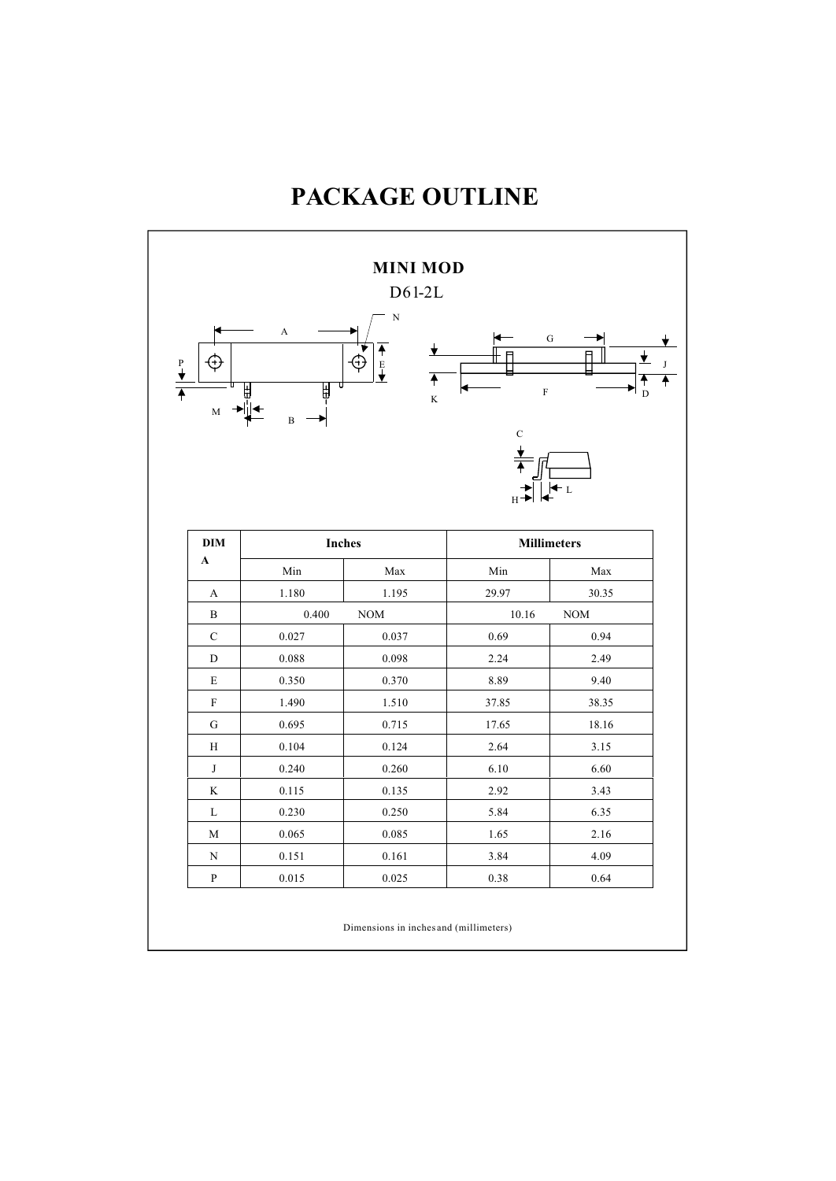# PACKAGE OUTLINE

## MINI MOD

D61-2L

| DIM A | Inches | | Millimeters | |
|---|---|---|---|---|
| | Min | Max | Min | Max |
| A | 1.180 | 1.195 | 29.97 | 30.35 |
| B | 0.400 | NOM | 10.16 | NOM |
| C | 0.027 | 0.037 | 0.69 | 0.94 |
| D | 0.088 | 0.098 | 2.24 | 2.49 |
| E | 0.350 | 0.370 | 8.89 | 9.40 |
| F | 1.490 | 1.510 | 37.85 | 38.35 |
| G | 0.695 | 0.715 | 17.65 | 18.16 |
| H | 0.104 | 0.124 | 2.64 | 3.15 |
| J | 0.240 | 0.260 | 6.10 | 6.60 |
| K | 0.115 | 0.135 | 2.92 | 3.43 |
| L | 0.230 | 0.250 | 5.84 | 6.35 |
| M | 0.065 | 0.085 | 1.65 | 2.16 |
| N | 0.151 | 0.161 | 3.84 | 4.09 |
| P | 0.015 | 0.025 | 0.38 | 0.64 |

Dimensions in inches and (millimeters)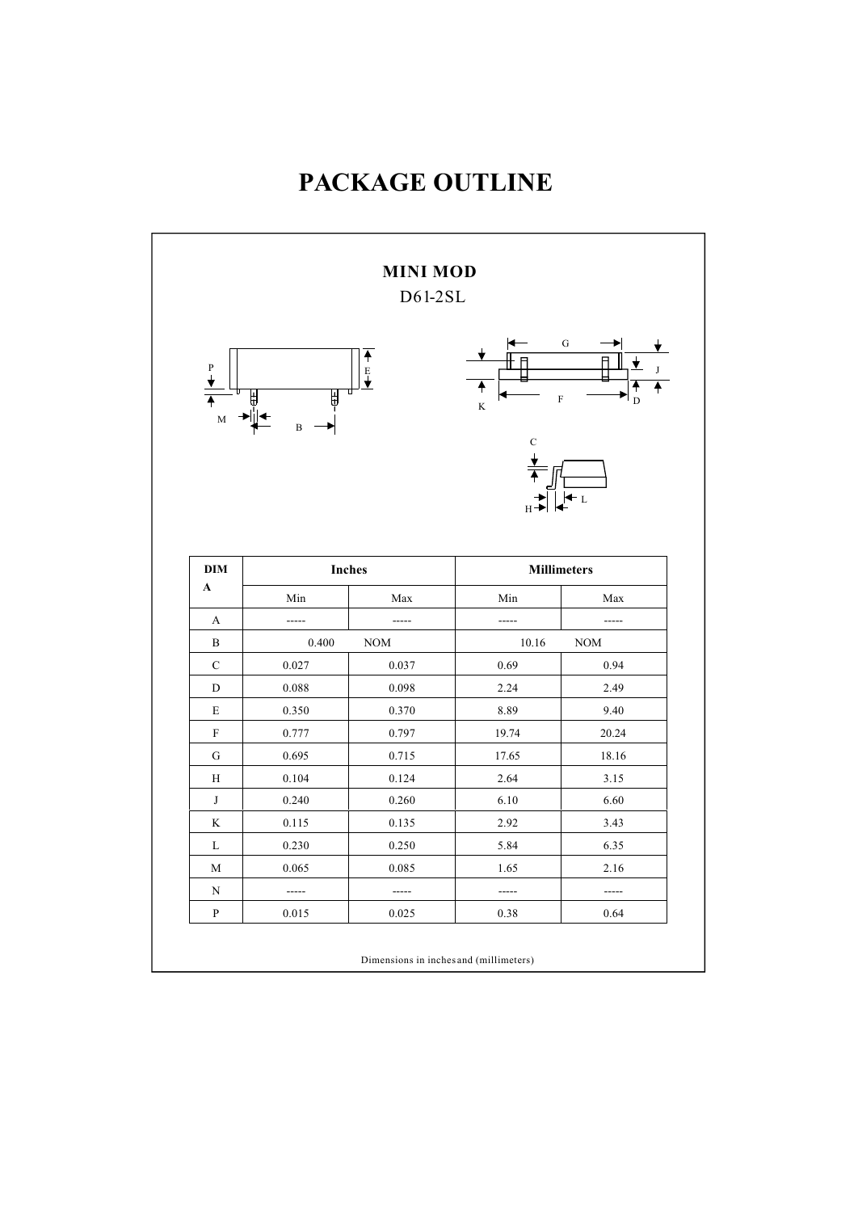# PACKAGE OUTLINE

## MINI MOD

D61-2SL

P

E

M

B

G

J

K

F

D

C

H

L

| DIM A | Inches | | Millimeters | |
|---|---|---|---|---|
| | Min | Max | Min | Max |
| A | ----- | ----- | ----- | ----- |
| B | 0.400 | NOM | 10.16 | NOM |
| C | 0.027 | 0.037 | 0.69 | 0.94 |
| D | 0.088 | 0.098 | 2.24 | 2.49 |
| E | 0.350 | 0.370 | 8.89 | 9.40 |
| F | 0.777 | 0.797 | 19.74 | 20.24 |
| G | 0.695 | 0.715 | 17.65 | 18.16 |
| H | 0.104 | 0.124 | 2.64 | 3.15 |
| J | 0.240 | 0.260 | 6.10 | 6.60 |
| K | 0.115 | 0.135 | 2.92 | 3.43 |
| L | 0.230 | 0.250 | 5.84 | 6.35 |
| M | 0.065 | 0.085 | 1.65 | 2.16 |
| N | ----- | ----- | ----- | ----- |
| P | 0.015 | 0.025 | 0.38 | 0.64 |

Dimensions in inches and (millimeters)